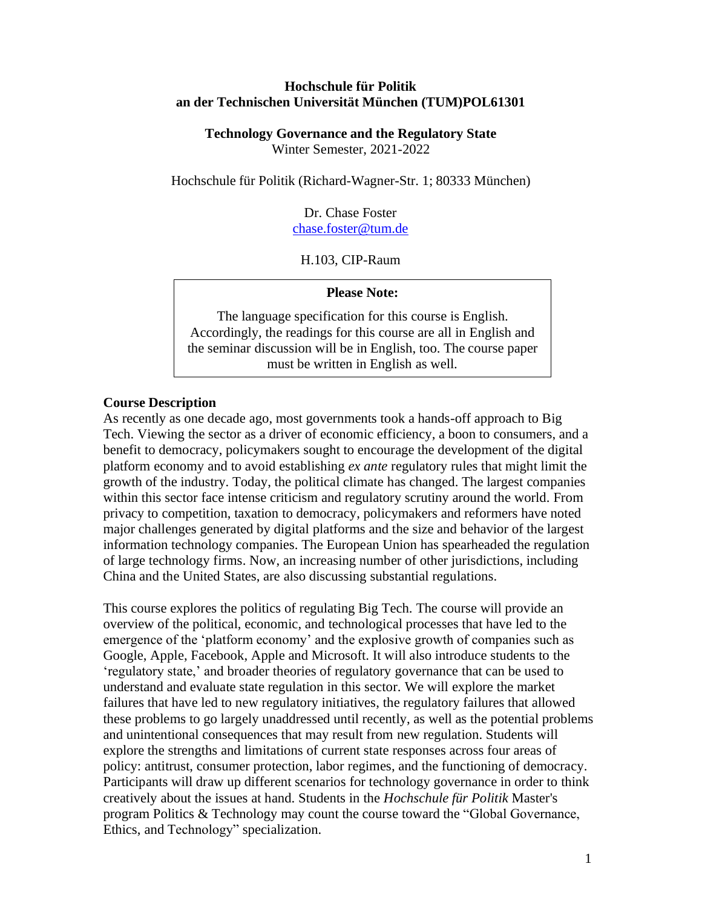**Hochschule für Politik an der Technischen Universität München (TUM)POL61301**

**Technology Governance and the Regulatory State**
Winter Semester, 2021-2022

Hochschule für Politik (Richard-Wagner-Str. 1; 80333 München)

Dr. Chase Foster
chase.foster@tum.de

H.103, CIP-Raum

> **Please Note:**
>
> The language specification for this course is English. Accordingly, the readings for this course are all in English and the seminar discussion will be in English, too. The course paper must be written in English as well.

## Course Description

As recently as one decade ago, most governments took a hands-off approach to Big Tech. Viewing the sector as a driver of economic efficiency, a boon to consumers, and a benefit to democracy, policymakers sought to encourage the development of the digital platform economy and to avoid establishing *ex ante* regulatory rules that might limit the growth of the industry. Today, the political climate has changed. The largest companies within this sector face intense criticism and regulatory scrutiny around the world. From privacy to competition, taxation to democracy, policymakers and reformers have noted major challenges generated by digital platforms and the size and behavior of the largest information technology companies. The European Union has spearheaded the regulation of large technology firms. Now, an increasing number of other jurisdictions, including China and the United States, are also discussing substantial regulations.

This course explores the politics of regulating Big Tech. The course will provide an overview of the political, economic, and technological processes that have led to the emergence of the 'platform economy' and the explosive growth of companies such as Google, Apple, Facebook, Apple and Microsoft. It will also introduce students to the 'regulatory state,' and broader theories of regulatory governance that can be used to understand and evaluate state regulation in this sector. We will explore the market failures that have led to new regulatory initiatives, the regulatory failures that allowed these problems to go largely unaddressed until recently, as well as the potential problems and unintentional consequences that may result from new regulation. Students will explore the strengths and limitations of current state responses across four areas of policy: antitrust, consumer protection, labor regimes, and the functioning of democracy. Participants will draw up different scenarios for technology governance in order to think creatively about the issues at hand. Students in the *Hochschule für Politik* Master's program Politics & Technology may count the course toward the "Global Governance, Ethics, and Technology" specialization.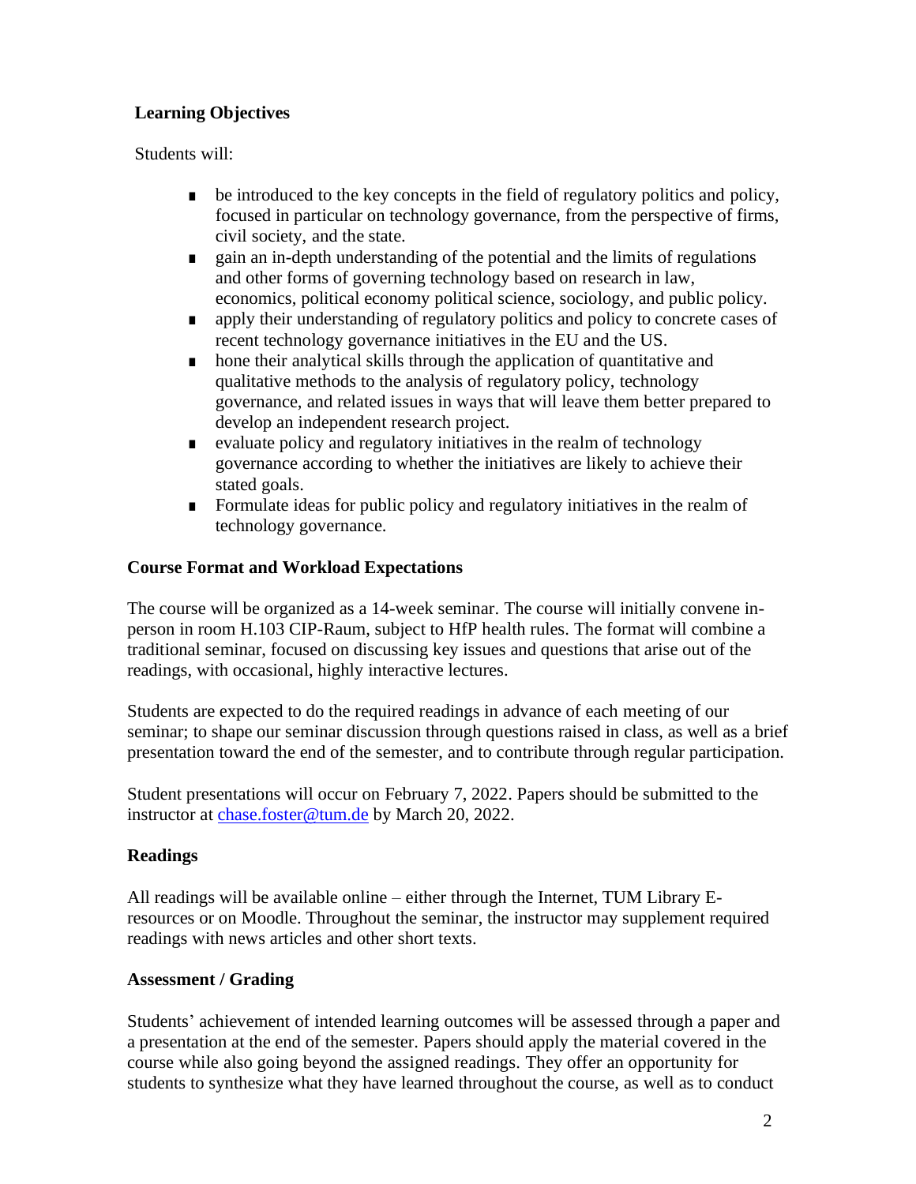**Learning Objectives**

Students will:

- be introduced to the key concepts in the field of regulatory politics and policy, focused in particular on technology governance, from the perspective of firms, civil society, and the state.
- gain an in-depth understanding of the potential and the limits of regulations and other forms of governing technology based on research in law, economics, political economy political science, sociology, and public policy.
- apply their understanding of regulatory politics and policy to concrete cases of recent technology governance initiatives in the EU and the US.
- hone their analytical skills through the application of quantitative and qualitative methods to the analysis of regulatory policy, technology governance, and related issues in ways that will leave them better prepared to develop an independent research project.
- evaluate policy and regulatory initiatives in the realm of technology governance according to whether the initiatives are likely to achieve their stated goals.
- Formulate ideas for public policy and regulatory initiatives in the realm of technology governance.

**Course Format and Workload Expectations**

The course will be organized as a 14-week seminar. The course will initially convene in-person in room H.103 CIP-Raum, subject to HfP health rules. The format will combine a traditional seminar, focused on discussing key issues and questions that arise out of the readings, with occasional, highly interactive lectures.

Students are expected to do the required readings in advance of each meeting of our seminar; to shape our seminar discussion through questions raised in class, as well as a brief presentation toward the end of the semester, and to contribute through regular participation.

Student presentations will occur on February 7, 2022. Papers should be submitted to the instructor at chase.foster@tum.de by March 20, 2022.

**Readings**

All readings will be available online – either through the Internet, TUM Library E-resources or on Moodle. Throughout the seminar, the instructor may supplement required readings with news articles and other short texts.

**Assessment / Grading**

Students' achievement of intended learning outcomes will be assessed through a paper and a presentation at the end of the semester. Papers should apply the material covered in the course while also going beyond the assigned readings. They offer an opportunity for students to synthesize what they have learned throughout the course, as well as to conduct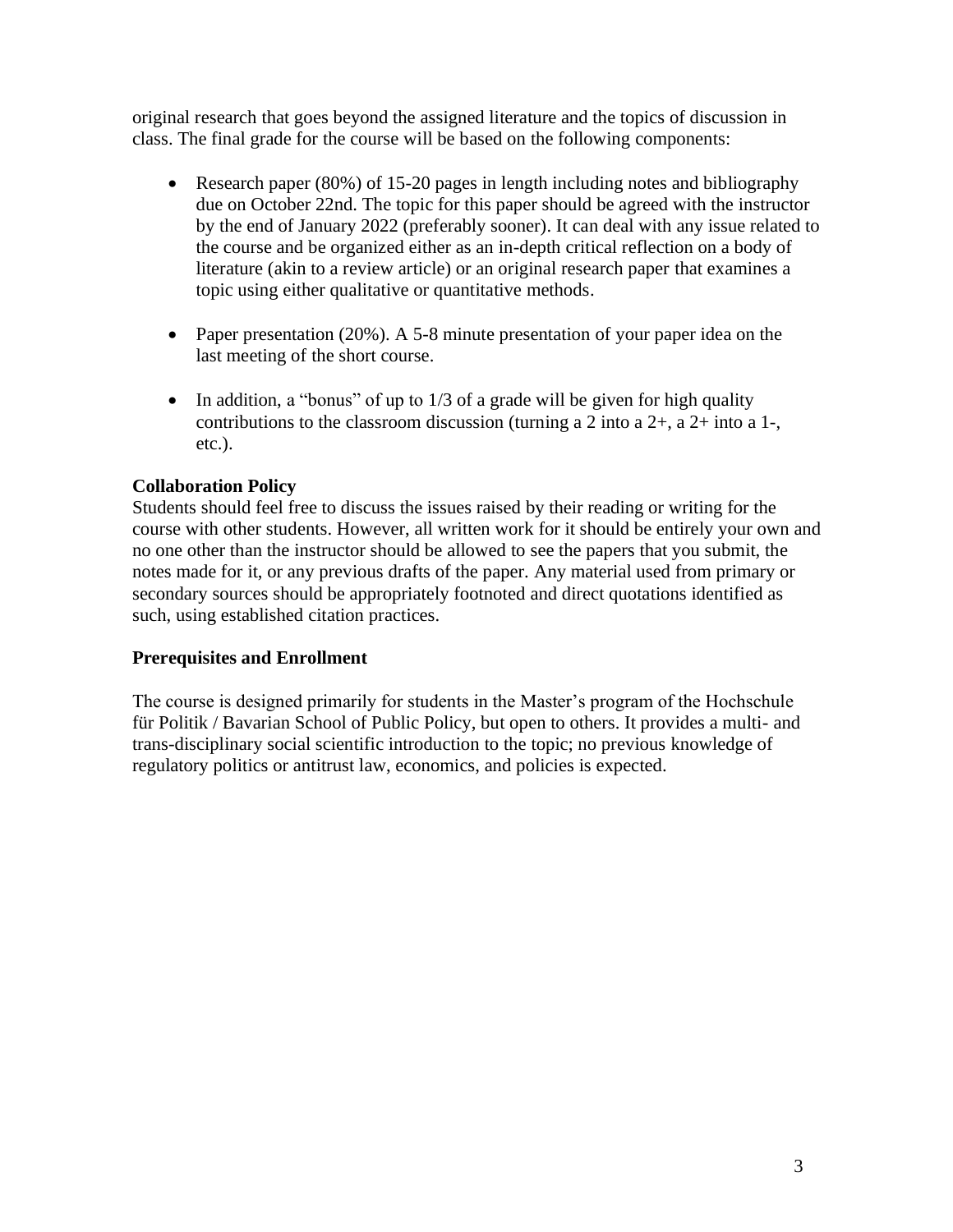original research that goes beyond the assigned literature and the topics of discussion in class. The final grade for the course will be based on the following components:

- Research paper (80%) of 15-20 pages in length including notes and bibliography due on October 22nd. The topic for this paper should be agreed with the instructor by the end of January 2022 (preferably sooner). It can deal with any issue related to the course and be organized either as an in-depth critical reflection on a body of literature (akin to a review article) or an original research paper that examines a topic using either qualitative or quantitative methods.

- Paper presentation (20%). A 5-8 minute presentation of your paper idea on the last meeting of the short course.

- In addition, a "bonus" of up to 1/3 of a grade will be given for high quality contributions to the classroom discussion (turning a 2 into a 2+, a 2+ into a 1-, etc.).

**Collaboration Policy**

Students should feel free to discuss the issues raised by their reading or writing for the course with other students. However, all written work for it should be entirely your own and no one other than the instructor should be allowed to see the papers that you submit, the notes made for it, or any previous drafts of the paper. Any material used from primary or secondary sources should be appropriately footnoted and direct quotations identified as such, using established citation practices.

**Prerequisites and Enrollment**

The course is designed primarily for students in the Master's program of the Hochschule für Politik / Bavarian School of Public Policy, but open to others. It provides a multi- and trans-disciplinary social scientific introduction to the topic; no previous knowledge of regulatory politics or antitrust law, economics, and policies is expected.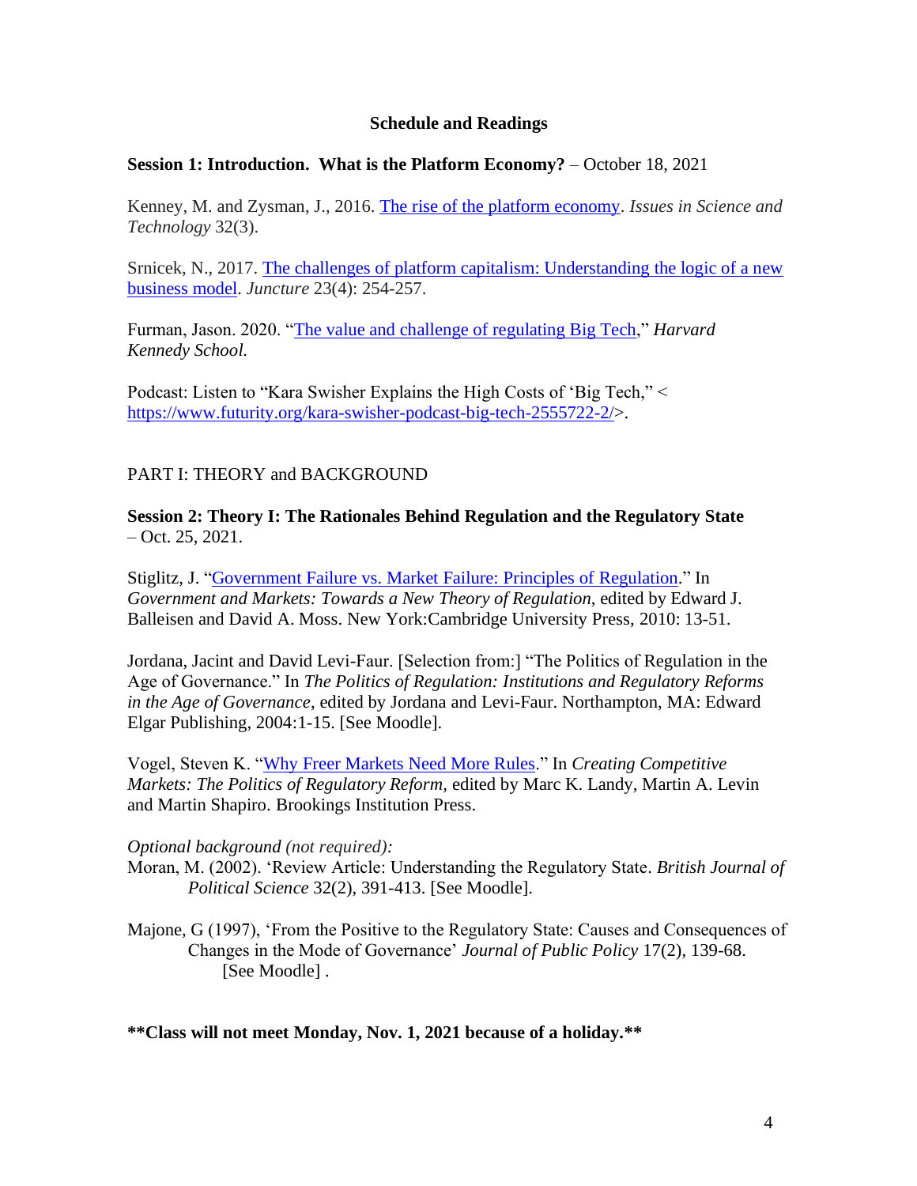## Schedule and Readings

**Session 1: Introduction. What is the Platform Economy?** – October 18, 2021

Kenney, M. and Zysman, J., 2016. The rise of the platform economy. *Issues in Science and Technology* 32(3).

Srnicek, N., 2017. The challenges of platform capitalism: Understanding the logic of a new business model. *Juncture* 23(4): 254-257.

Furman, Jason. 2020. "The value and challenge of regulating Big Tech," *Harvard Kennedy School.*

Podcast: Listen to "Kara Swisher Explains the High Costs of 'Big Tech," < https://www.futurity.org/kara-swisher-podcast-big-tech-2555722-2/>.

PART I: THEORY and BACKGROUND

**Session 2: Theory I: The Rationales Behind Regulation and the Regulatory State** – Oct. 25, 2021.

Stiglitz, J. "Government Failure vs. Market Failure: Principles of Regulation." In *Government and Markets: Towards a New Theory of Regulation*, edited by Edward J. Balleisen and David A. Moss. New York:Cambridge University Press, 2010: 13-51.

Jordana, Jacint and David Levi-Faur. [Selection from:] "The Politics of Regulation in the Age of Governance." In *The Politics of Regulation: Institutions and Regulatory Reforms in the Age of Governance*, edited by Jordana and Levi-Faur. Northampton, MA: Edward Elgar Publishing, 2004:1-15. [See Moodle].

Vogel, Steven K. "Why Freer Markets Need More Rules." In *Creating Competitive Markets: The Politics of Regulatory Reform,* edited by Marc K. Landy, Martin A. Levin and Martin Shapiro. Brookings Institution Press.

*Optional background (not required):*

Moran, M. (2002). 'Review Article: Understanding the Regulatory State. *British Journal of Political Science* 32(2), 391-413. [See Moodle].

Majone, G (1997), 'From the Positive to the Regulatory State: Causes and Consequences of Changes in the Mode of Governance' *Journal of Public Policy* 17(2), 139-68. [See Moodle] .

**\*\*Class will not meet Monday, Nov. 1, 2021 because of a holiday.\*\***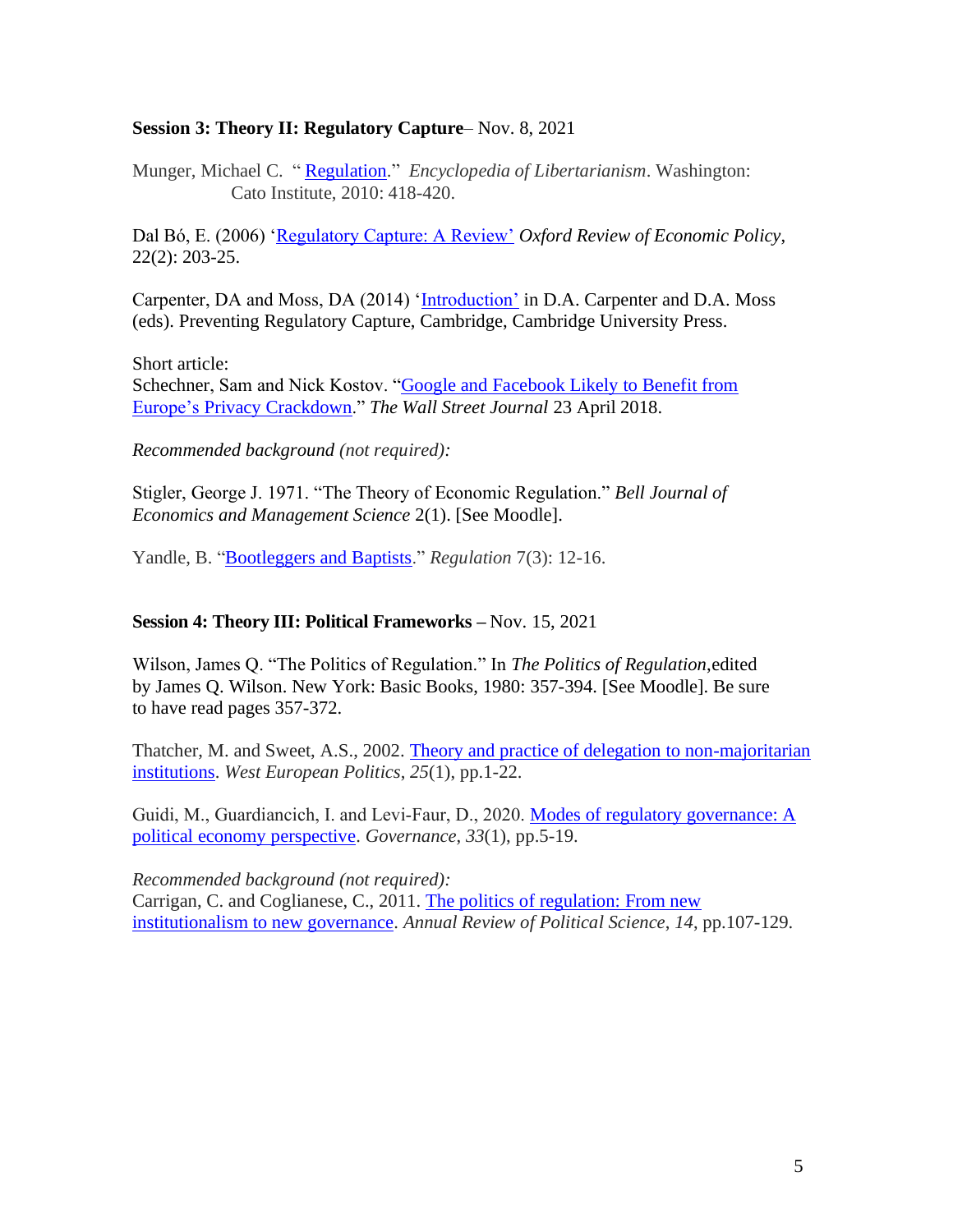**Session 3: Theory II: Regulatory Capture**– Nov. 8, 2021

Munger, Michael C. " Regulation." *Encyclopedia of Libertarianism*. Washington: Cato Institute, 2010: 418-420.

Dal Bó, E. (2006) 'Regulatory Capture: A Review' *Oxford Review of Economic Policy*, 22(2): 203-25.

Carpenter, DA and Moss, DA (2014) 'Introduction' in D.A. Carpenter and D.A. Moss (eds). Preventing Regulatory Capture, Cambridge, Cambridge University Press.

Short article:
Schechner, Sam and Nick Kostov. "Google and Facebook Likely to Benefit from Europe's Privacy Crackdown." *The Wall Street Journal* 23 April 2018.

*Recommended background (not required):*

Stigler, George J. 1971. "The Theory of Economic Regulation." *Bell Journal of Economics and Management Science* 2(1). [See Moodle].

Yandle, B. "Bootleggers and Baptists." *Regulation* 7(3): 12-16.

**Session 4: Theory III: Political Frameworks –** Nov. 15, 2021

Wilson, James Q. "The Politics of Regulation." In *The Politics of Regulation*,edited by James Q. Wilson. New York: Basic Books, 1980: 357-394. [See Moodle]. Be sure to have read pages 357-372.

Thatcher, M. and Sweet, A.S., 2002. Theory and practice of delegation to non-majoritarian institutions. *West European Politics*, *25*(1), pp.1-22.

Guidi, M., Guardiancich, I. and Levi-Faur, D., 2020. Modes of regulatory governance: A political economy perspective. *Governance*, *33*(1), pp.5-19.

*Recommended background (not required):*
Carrigan, C. and Coglianese, C., 2011. The politics of regulation: From new institutionalism to new governance. *Annual Review of Political Science*, *14*, pp.107-129.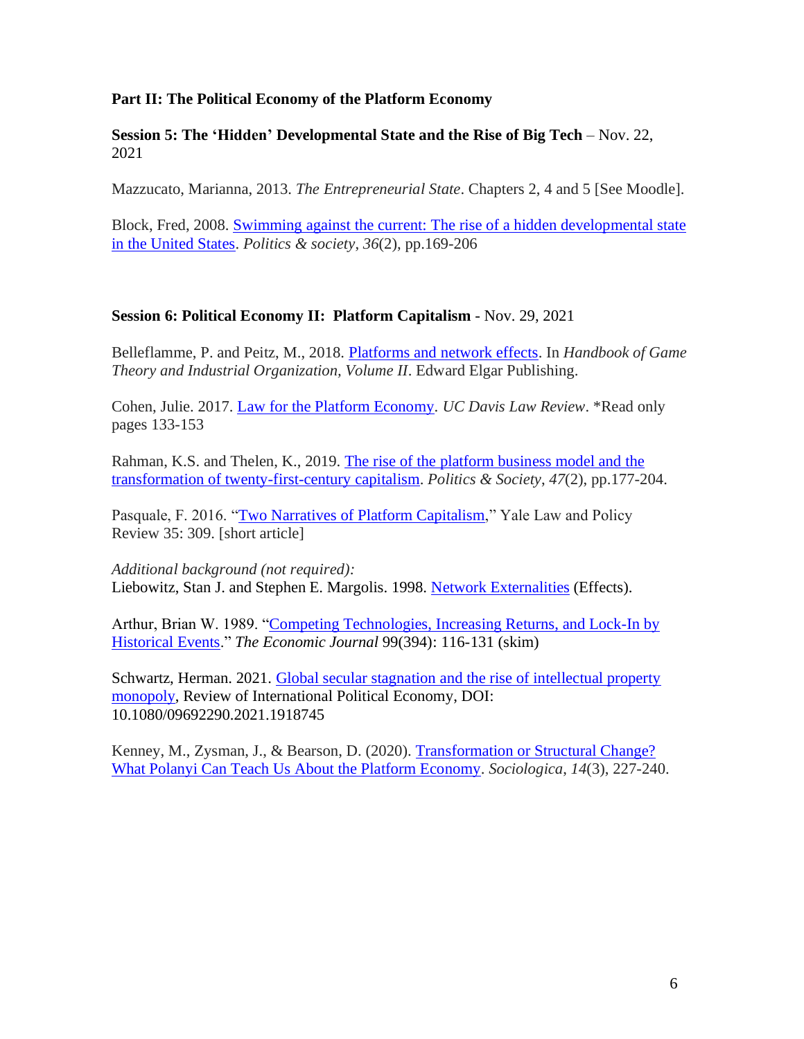## Part II: The Political Economy of the Platform Economy

### Session 5: The 'Hidden' Developmental State and the Rise of Big Tech – Nov. 22, 2021

Mazzucato, Marianna, 2013. *The Entrepreneurial State*. Chapters 2, 4 and 5 [See Moodle].

Block, Fred, 2008. Swimming against the current: The rise of a hidden developmental state in the United States. *Politics & society*, *36*(2), pp.169-206

### Session 6: Political Economy II: Platform Capitalism - Nov. 29, 2021

Belleflamme, P. and Peitz, M., 2018. Platforms and network effects. In *Handbook of Game Theory and Industrial Organization, Volume II*. Edward Elgar Publishing.

Cohen, Julie. 2017. Law for the Platform Economy. *UC Davis Law Review*. *Read only pages 133-153

Rahman, K.S. and Thelen, K., 2019. The rise of the platform business model and the transformation of twenty-first-century capitalism. *Politics & Society*, *47*(2), pp.177-204.

Pasquale, F. 2016. "Two Narratives of Platform Capitalism," Yale Law and Policy Review 35: 309. [short article]

*Additional background (not required):*
Liebowitz, Stan J. and Stephen E. Margolis. 1998. Network Externalities (Effects).

Arthur, Brian W. 1989. "Competing Technologies, Increasing Returns, and Lock-In by Historical Events." *The Economic Journal* 99(394): 116-131 (skim)

Schwartz, Herman. 2021. Global secular stagnation and the rise of intellectual property monopoly, Review of International Political Economy, DOI: 10.1080/09692290.2021.1918745

Kenney, M., Zysman, J., & Bearson, D. (2020). Transformation or Structural Change? What Polanyi Can Teach Us About the Platform Economy. *Sociologica*, *14*(3), 227-240.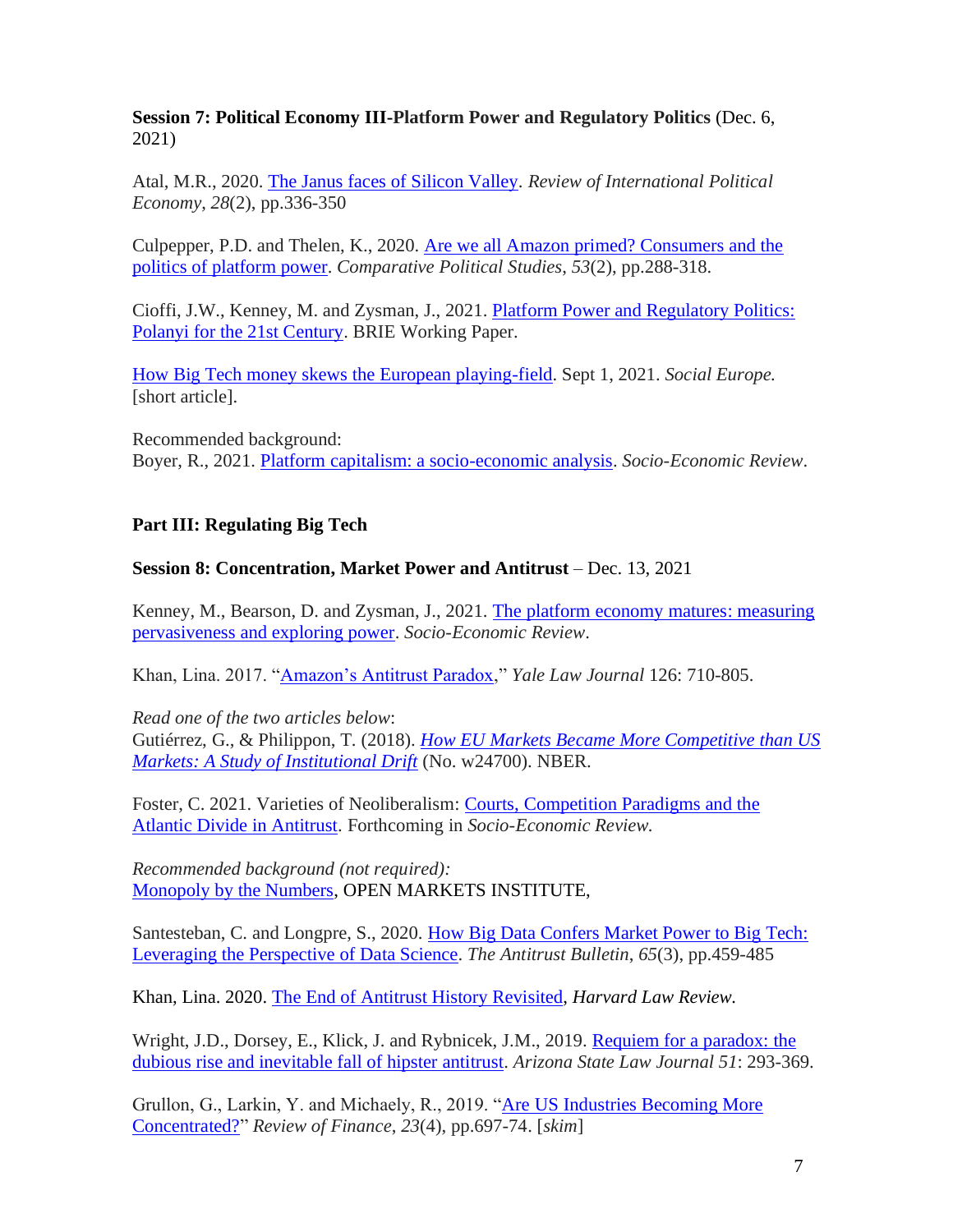**Session 7: Political Economy III-Platform Power and Regulatory Politics** (Dec. 6, 2021)

Atal, M.R., 2020. The Janus faces of Silicon Valley. *Review of International Political Economy*, *28*(2), pp.336-350

Culpepper, P.D. and Thelen, K., 2020. Are we all Amazon primed? Consumers and the politics of platform power. *Comparative Political Studies*, *53*(2), pp.288-318.

Cioffi, J.W., Kenney, M. and Zysman, J., 2021. Platform Power and Regulatory Politics: Polanyi for the 21st Century. BRIE Working Paper.

How Big Tech money skews the European playing-field. Sept 1, 2021. *Social Europe.* [short article].

Recommended background:
Boyer, R., 2021. Platform capitalism: a socio-economic analysis. *Socio-Economic Review*.

## Part III: Regulating Big Tech

**Session 8: Concentration, Market Power and Antitrust** – Dec. 13, 2021

Kenney, M., Bearson, D. and Zysman, J., 2021. The platform economy matures: measuring pervasiveness and exploring power. *Socio-Economic Review*.

Khan, Lina. 2017. "Amazon's Antitrust Paradox," *Yale Law Journal* 126: 710-805.

*Read one of the two articles below*:
Gutiérrez, G., & Philippon, T. (2018). *How EU Markets Became More Competitive than US Markets: A Study of Institutional Drift* (No. w24700). NBER.

Foster, C. 2021. Varieties of Neoliberalism: Courts, Competition Paradigms and the Atlantic Divide in Antitrust. Forthcoming in *Socio-Economic Review.*

*Recommended background (not required):*
Monopoly by the Numbers, OPEN MARKETS INSTITUTE,

Santesteban, C. and Longpre, S., 2020. How Big Data Confers Market Power to Big Tech: Leveraging the Perspective of Data Science. *The Antitrust Bulletin*, *65*(3), pp.459-485

Khan, Lina. 2020. The End of Antitrust History Revisited, *Harvard Law Review.*

Wright, J.D., Dorsey, E., Klick, J. and Rybnicek, J.M., 2019. Requiem for a paradox: the dubious rise and inevitable fall of hipster antitrust. *Arizona State Law Journal 51*: 293-369.

Grullon, G., Larkin, Y. and Michaely, R., 2019. "Are US Industries Becoming More Concentrated?" *Review of Finance*, *23*(4), pp.697-74. [*skim*]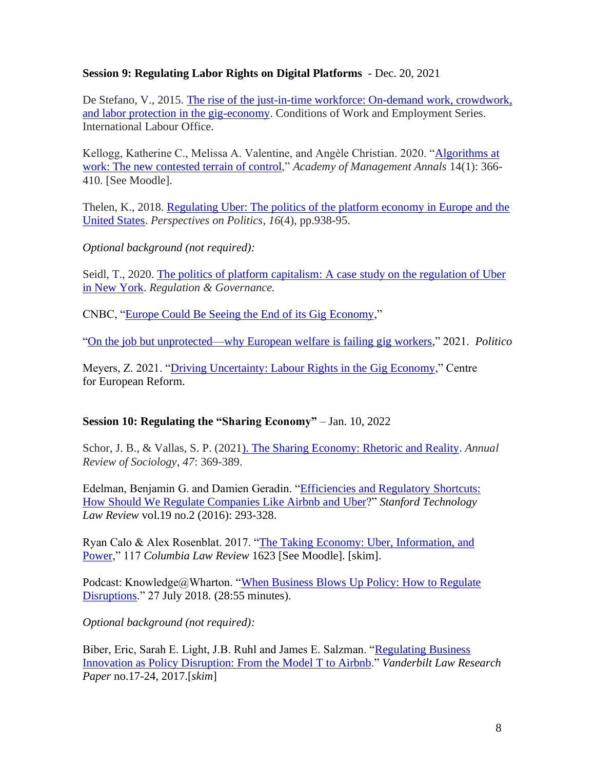**Session 9: Regulating Labor Rights on Digital Platforms** - Dec. 20, 2021

De Stefano, V., 2015. The rise of the just-in-time workforce: On-demand work, crowdwork, and labor protection in the gig-economy. Conditions of Work and Employment Series. International Labour Office.

Kellogg, Katherine C., Melissa A. Valentine, and Angèle Christian. 2020. "Algorithms at work: The new contested terrain of control," *Academy of Management Annals* 14(1): 366-410. [See Moodle].

Thelen, K., 2018. Regulating Uber: The politics of the platform economy in Europe and the United States. *Perspectives on Politics*, *16*(4), pp.938-95.

*Optional background (not required):*

Seidl, T., 2020. The politics of platform capitalism: A case study on the regulation of Uber in New York. *Regulation & Governance.*

CNBC, "Europe Could Be Seeing the End of its Gig Economy,"

"On the job but unprotected—why European welfare is failing gig workers," 2021. *Politico*

Meyers, Z. 2021. "Driving Uncertainty: Labour Rights in the Gig Economy," Centre for European Reform.

**Session 10: Regulating the "Sharing Economy"** – Jan. 10, 2022

Schor, J. B., & Vallas, S. P. (2021). The Sharing Economy: Rhetoric and Reality. *Annual Review of Sociology*, *47*: 369-389.

Edelman, Benjamin G. and Damien Geradin. "Efficiencies and Regulatory Shortcuts: How Should We Regulate Companies Like Airbnb and Uber?" *Stanford Technology Law Review* vol.19 no.2 (2016): 293-328.

Ryan Calo & Alex Rosenblat. 2017. "The Taking Economy: Uber, Information, and Power," 117 *Columbia Law Review* 1623 [See Moodle]. [skim].

Podcast: Knowledge@Wharton. "When Business Blows Up Policy: How to Regulate Disruptions." 27 July 2018. (28:55 minutes).

*Optional background (not required):*

Biber, Eric, Sarah E. Light, J.B. Ruhl and James E. Salzman. "Regulating Business Innovation as Policy Disruption: From the Model T to Airbnb." *Vanderbilt Law Research Paper* no.17-24, 2017.[*skim*]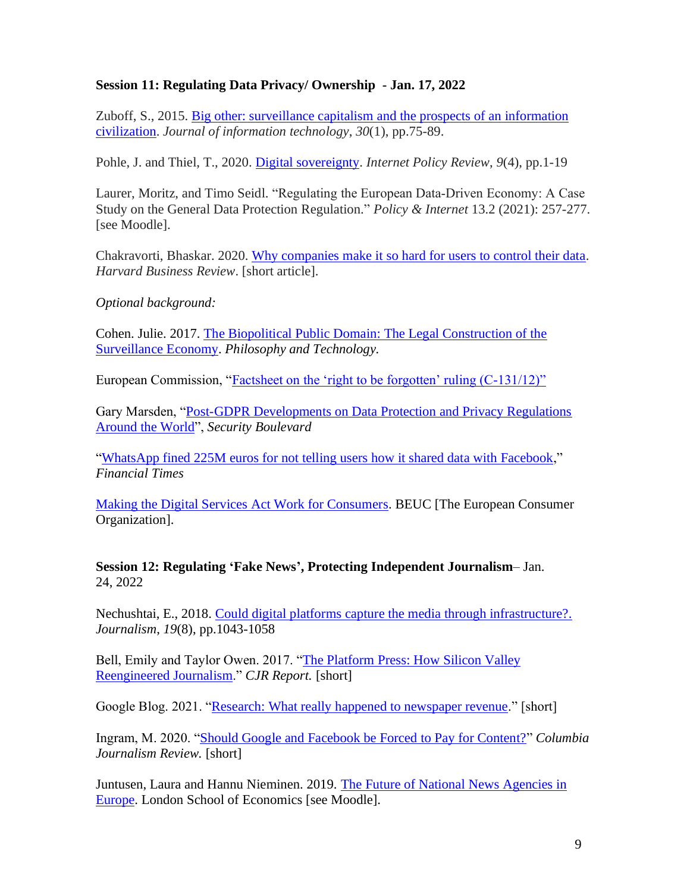**Session 11: Regulating Data Privacy/ Ownership - Jan. 17, 2022**

Zuboff, S., 2015. Big other: surveillance capitalism and the prospects of an information civilization. *Journal of information technology*, *30*(1), pp.75-89.

Pohle, J. and Thiel, T., 2020. Digital sovereignty. *Internet Policy Review*, *9*(4), pp.1-19

Laurer, Moritz, and Timo Seidl. "Regulating the European Data-Driven Economy: A Case Study on the General Data Protection Regulation." *Policy & Internet* 13.2 (2021): 257-277. [see Moodle].

Chakravorti, Bhaskar. 2020. Why companies make it so hard for users to control their data. *Harvard Business Review*. [short article].

*Optional background:*

Cohen. Julie. 2017. The Biopolitical Public Domain: The Legal Construction of the Surveillance Economy. *Philosophy and Technology.*

European Commission, "Factsheet on the 'right to be forgotten' ruling (C-131/12)"

Gary Marsden, "Post-GDPR Developments on Data Protection and Privacy Regulations Around the World", *Security Boulevard*

"WhatsApp fined 225M euros for not telling users how it shared data with Facebook," *Financial Times*

Making the Digital Services Act Work for Consumers. BEUC [The European Consumer Organization].

**Session 12: Regulating 'Fake News', Protecting Independent Journalism**– Jan. 24, 2022

Nechushtai, E., 2018. Could digital platforms capture the media through infrastructure?. *Journalism*, *19*(8), pp.1043-1058

Bell, Emily and Taylor Owen. 2017. "The Platform Press: How Silicon Valley Reengineered Journalism." *CJR Report.* [short]

Google Blog. 2021. "Research: What really happened to newspaper revenue." [short]

Ingram, M. 2020. "Should Google and Facebook be Forced to Pay for Content?" *Columbia Journalism Review.* [short]

Juntusen, Laura and Hannu Nieminen. 2019. The Future of National News Agencies in Europe. London School of Economics [see Moodle].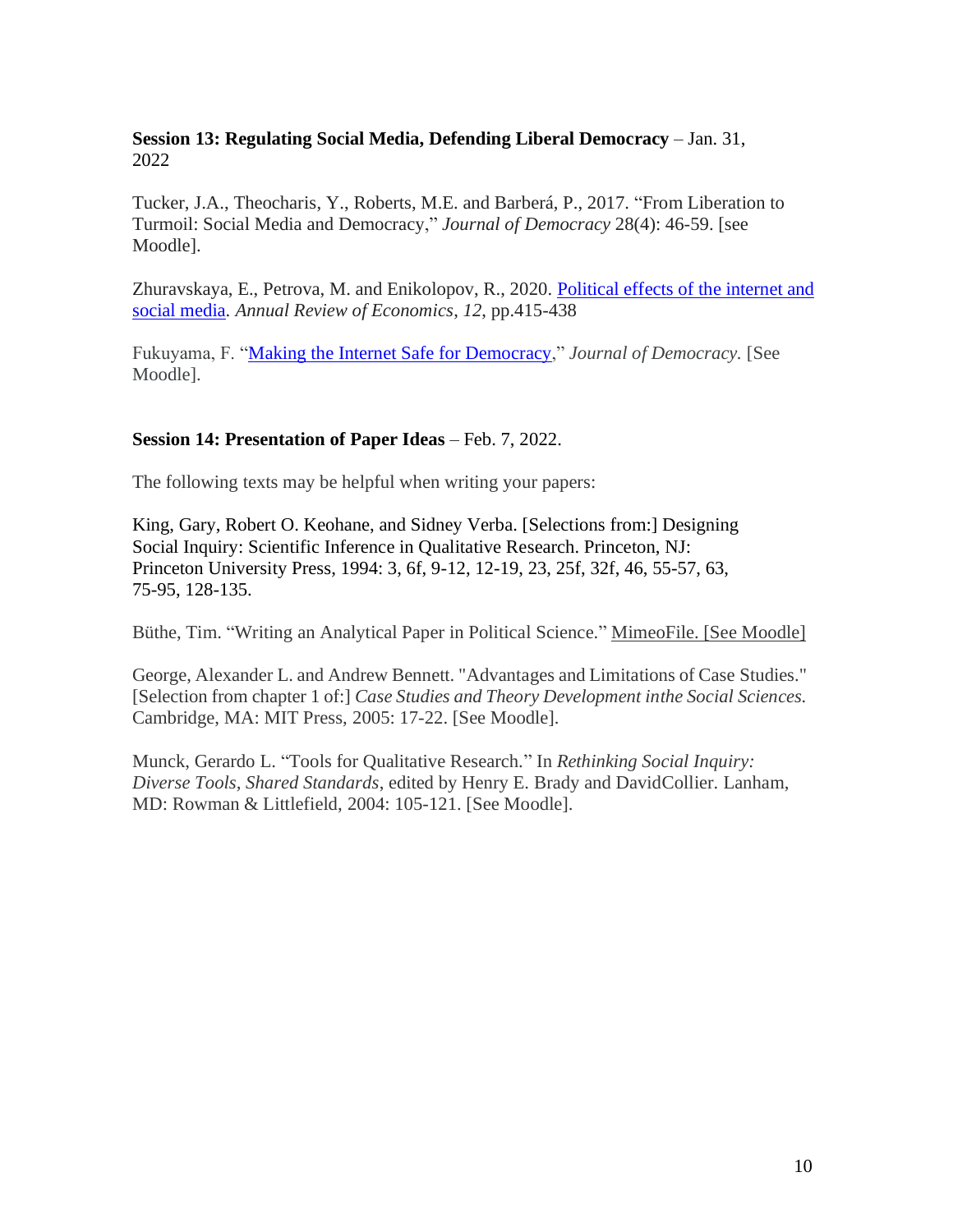**Session 13: Regulating Social Media, Defending Liberal Democracy** – Jan. 31, 2022

Tucker, J.A., Theocharis, Y., Roberts, M.E. and Barberá, P., 2017. "From Liberation to Turmoil: Social Media and Democracy," *Journal of Democracy* 28(4): 46-59. [see Moodle].

Zhuravskaya, E., Petrova, M. and Enikolopov, R., 2020. Political effects of the internet and social media. *Annual Review of Economics*, *12*, pp.415-438

Fukuyama, F. "Making the Internet Safe for Democracy," *Journal of Democracy.* [See Moodle].

**Session 14: Presentation of Paper Ideas** – Feb. 7, 2022.

The following texts may be helpful when writing your papers:

King, Gary, Robert O. Keohane, and Sidney Verba. [Selections from:] Designing Social Inquiry: Scientific Inference in Qualitative Research. Princeton, NJ: Princeton University Press, 1994: 3, 6f, 9-12, 12-19, 23, 25f, 32f, 46, 55-57, 63, 75-95, 128-135.

Büthe, Tim. "Writing an Analytical Paper in Political Science." MimeoFile. [See Moodle]

George, Alexander L. and Andrew Bennett. "Advantages and Limitations of Case Studies." [Selection from chapter 1 of:] *Case Studies and Theory Development inthe Social Sciences.* Cambridge, MA: MIT Press, 2005: 17-22. [See Moodle].

Munck, Gerardo L. "Tools for Qualitative Research." In *Rethinking Social Inquiry: Diverse Tools, Shared Standards*, edited by Henry E. Brady and DavidCollier. Lanham, MD: Rowman & Littlefield, 2004: 105-121. [See Moodle].